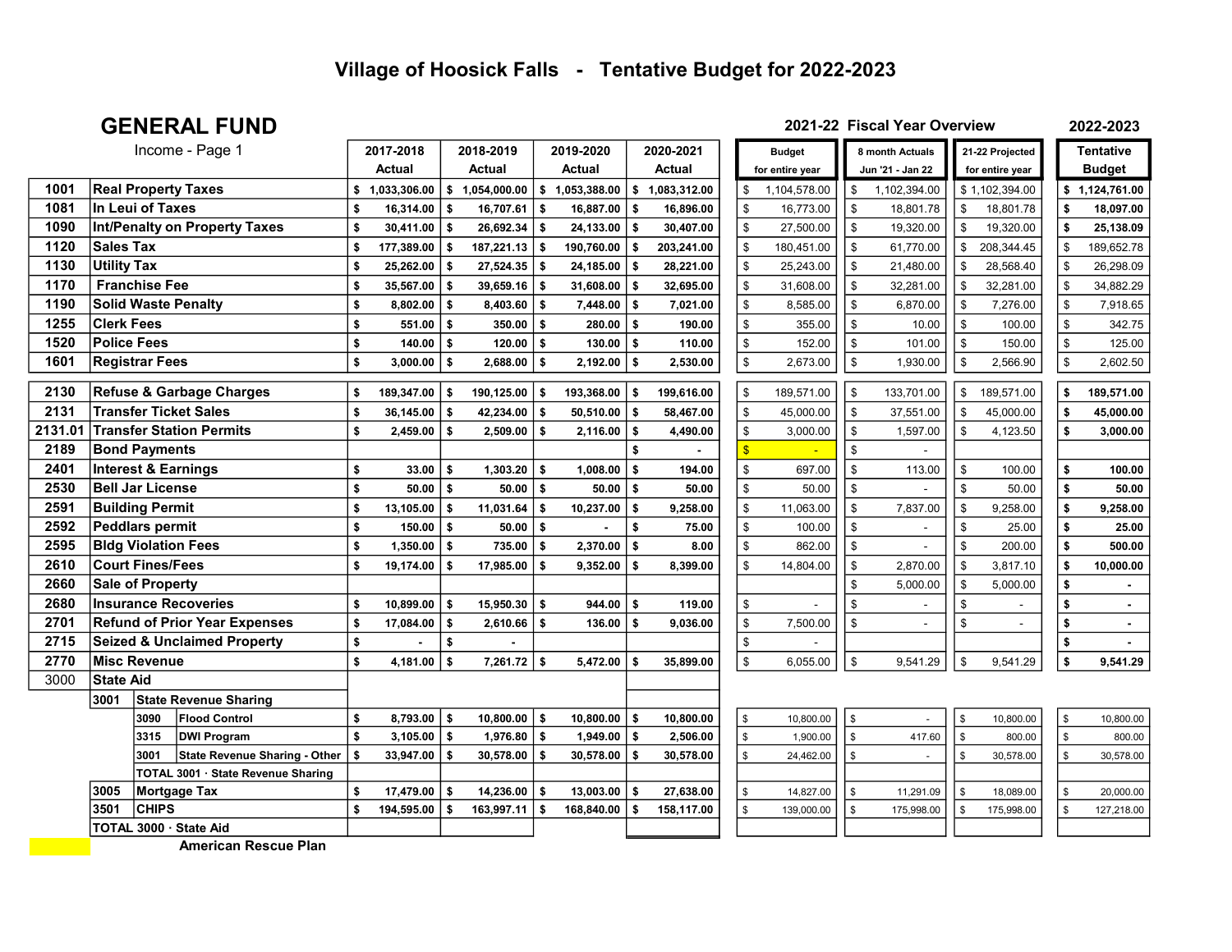# Village of Hoosick Falls - Tentative Budget for 2022-2023

## GENERAL FUND

Income - Page 1

| Code | Description | 2017-2018 Actual | 2018-2019 Actual | 2019-2020 Actual | 2020-2021 Actual | 2021-22 Budget for entire year | 2021-22 8 month Actuals Jun '21 - Jan 22 | 21-22 Projected for entire year | 2022-2023 Tentative Budget |
|---|---|---|---|---|---|---|---|---|---|
| 1001 | Real Property Taxes | $ 1,033,306.00 | $ 1,054,000.00 | $ 1,053,388.00 | $ 1,083,312.00 | $ 1,104,578.00 | $ 1,102,394.00 | $ 1,102,394.00 | $ 1,124,761.00 |
| 1081 | In Leui of Taxes | $ 16,314.00 | $ 16,707.61 | $ 16,887.00 | $ 16,896.00 | $ 16,773.00 | $ 18,801.78 | $ 18,801.78 | $ 18,097.00 |
| 1090 | Int/Penalty on Property Taxes | $ 30,411.00 | $ 26,692.34 | $ 24,133.00 | $ 30,407.00 | $ 27,500.00 | $ 19,320.00 | $ 19,320.00 | $ 25,138.09 |
| 1120 | Sales Tax | $ 177,389.00 | $ 187,221.13 | $ 190,760.00 | $ 203,241.00 | $ 180,451.00 | $ 61,770.00 | $ 208,344.45 | $ 189,652.78 |
| 1130 | Utility Tax | $ 25,262.00 | $ 27,524.35 | $ 24,185.00 | $ 28,221.00 | $ 25,243.00 | $ 21,480.00 | $ 28,568.40 | $ 26,298.09 |
| 1170 | Franchise Fee | $ 35,567.00 | $ 39,659.16 | $ 31,608.00 | $ 32,695.00 | $ 31,608.00 | $ 32,281.00 | $ 32,281.00 | $ 34,882.29 |
| 1190 | Solid Waste Penalty | $ 8,802.00 | $ 8,403.60 | $ 7,448.00 | $ 7,021.00 | $ 8,585.00 | $ 6,870.00 | $ 7,276.00 | $ 7,918.65 |
| 1255 | Clerk Fees | $ 551.00 | $ 350.00 | $ 280.00 | $ 190.00 | $ 355.00 | $ 10.00 | $ 100.00 | $ 342.75 |
| 1520 | Police Fees | $ 140.00 | $ 120.00 | $ 130.00 | $ 110.00 | $ 152.00 | $ 101.00 | $ 150.00 | $ 125.00 |
| 1601 | Registrar Fees | $ 3,000.00 | $ 2,688.00 | $ 2,192.00 | $ 2,530.00 | $ 2,673.00 | $ 1,930.00 | $ 2,566.90 | $ 2,602.50 |
| 2130 | Refuse & Garbage Charges | $ 189,347.00 | $ 190,125.00 | $ 193,368.00 | $ 199,616.00 | $ 189,571.00 | $ 133,701.00 | $ 189,571.00 | $ 189,571.00 |
| 2131 | Transfer Ticket Sales | $ 36,145.00 | $ 42,234.00 | $ 50,510.00 | $ 58,467.00 | $ 45,000.00 | $ 37,551.00 | $ 45,000.00 | $ 45,000.00 |
| 2131.01 | Transfer Station Permits | $ 2,459.00 | $ 2,509.00 | $ 2,116.00 | $ 4,490.00 | $ 3,000.00 | $ 1,597.00 | $ 4,123.50 | $ 3,000.00 |
| 2189 | Bond Payments | | | | $ - | $ - | $ - | | |
| 2401 | Interest & Earnings | $ 33.00 | $ 1,303.20 | $ 1,008.00 | $ 194.00 | $ 697.00 | $ 113.00 | $ 100.00 | $ 100.00 |
| 2530 | Bell Jar License | $ 50.00 | $ 50.00 | $ 50.00 | $ 50.00 | $ 50.00 | $ - | $ 50.00 | $ 50.00 |
| 2591 | Building Permit | $ 13,105.00 | $ 11,031.64 | $ 10,237.00 | $ 9,258.00 | $ 11,063.00 | $ 7,837.00 | $ 9,258.00 | $ 9,258.00 |
| 2592 | Peddlars permit | $ 150.00 | $ 50.00 | $ - | $ 75.00 | $ 100.00 | $ - | $ 25.00 | $ 25.00 |
| 2595 | Bldg Violation Fees | $ 1,350.00 | $ 735.00 | $ 2,370.00 | $ 8.00 | $ 862.00 | $ - | $ 200.00 | $ 500.00 |
| 2610 | Court Fines/Fees | $ 19,174.00 | $ 17,985.00 | $ 9,352.00 | $ 8,399.00 | $ 14,804.00 | $ 2,870.00 | $ 3,817.10 | $ 10,000.00 |
| 2660 | Sale of Property | | | | | | $ 5,000.00 | $ 5,000.00 | $ - |
| 2680 | Insurance Recoveries | $ 10,899.00 | $ 15,950.30 | $ 944.00 | $ 119.00 | $ - | $ - | $ - | $ - |
| 2701 | Refund of Prior Year Expenses | $ 17,084.00 | $ 2,610.66 | $ 136.00 | $ 9,036.00 | $ 7,500.00 | $ - | $ - | $ - |
| 2715 | Seized & Unclaimed Property | $ - | $ - | | | $ - | | | $ - |
| 2770 | Misc Revenue | $ 4,181.00 | $ 7,261.72 | $ 5,472.00 | $ 35,899.00 | $ 6,055.00 | $ 9,541.29 | $ 9,541.29 | $ 9,541.29 |
| 3000 | State Aid | | | | | | | | |
| 3001 | State Revenue Sharing | | | | | | | | |
| 3090 | Flood Control | $ 8,793.00 | $ 10,800.00 | $ 10,800.00 | $ 10,800.00 | $ 10,800.00 | $ - | $ 10,800.00 | $ 10,800.00 |
| 3315 | DWI Program | $ 3,105.00 | $ 1,976.80 | $ 1,949.00 | $ 2,506.00 | $ 1,900.00 | $ 417.60 | $ 800.00 | $ 800.00 |
| 3001 | State Revenue Sharing - Other | $ 33,947.00 | $ 30,578.00 | $ 30,578.00 | $ 30,578.00 | $ 24,462.00 | $ - | $ 30,578.00 | $ 30,578.00 |
| | TOTAL 3001 · State Revenue Sharing | | | | | | | | |
| 3005 | Mortgage Tax | $ 17,479.00 | $ 14,236.00 | $ 13,003.00 | $ 27,638.00 | $ 14,827.00 | $ 11,291.09 | $ 18,089.00 | $ 20,000.00 |
| 3501 | CHIPS | $ 194,595.00 | $ 163,997.11 | $ 168,840.00 | $ 158,117.00 | $ 139,000.00 | $ 175,998.00 | $ 175,998.00 | $ 127,218.00 |
| | TOTAL 3000 · State Aid | | | | | | | | |
| | American Rescue Plan | | | | | | | | |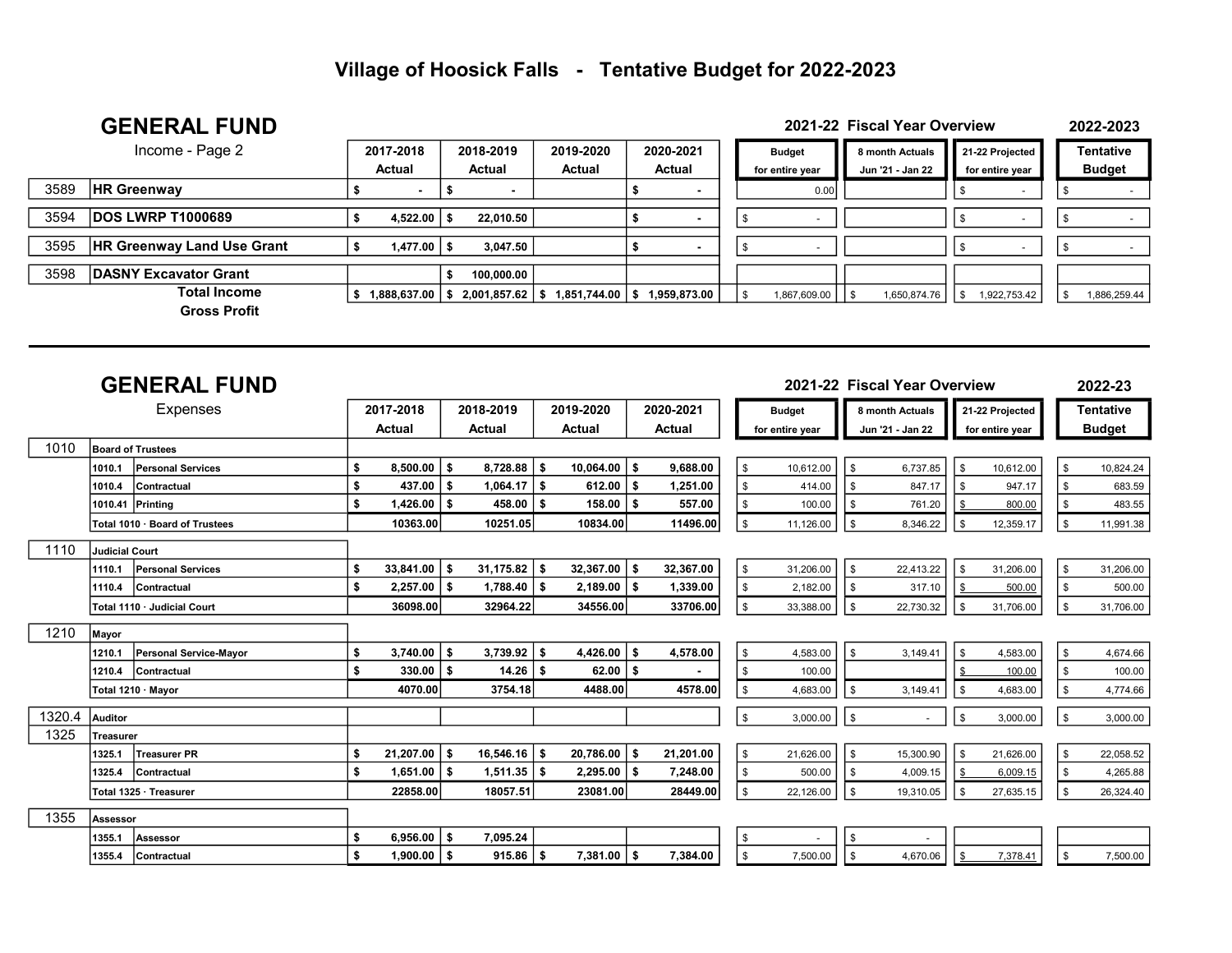# Village of Hoosick Falls - Tentative Budget for 2022-2023

## GENERAL FUND

Income - Page 2

| Code | Item | 2017-2018 Actual | 2018-2019 Actual | 2019-2020 Actual | 2020-2021 Actual | 2021-22 Budget for entire year | 2021-22 8 month Actuals Jun '21 - Jan 22 | 21-22 Projected for entire year | 2022-2023 Tentative Budget |
|---|---|---|---|---|---|---|---|---|---|
| 3589 | **HR Greenway** | $ - | $ - | | $ - | 0.00 | | $ - | $ - |
| 3594 | **DOS LWRP T1000689** | $ 4,522.00 | $ 22,010.50 | | $ - | $ - | | $ - | $ - |
| 3595 | **HR Greenway Land Use Grant** | $ 1,477.00 | $ 3,047.50 | | $ - | $ - | | $ - | $ - |
| 3598 | **DASNY Excavator Grant** | | $ 100,000.00 | | | | | | |
| | **Total Income** | $ 1,888,637.00 | $ 2,001,857.62 | $ 1,851,744.00 | $ 1,959,873.00 | $ 1,867,609.00 | $ 1,650,874.76 | $ 1,922,753.42 | $ 1,886,259.44 |
| | **Gross Profit** | | | | | | | | |

## GENERAL FUND

Expenses

| Code | Item | 2017-2018 Actual | 2018-2019 Actual | 2019-2020 Actual | 2020-2021 Actual | 2021-22 Budget for entire year | 2021-22 8 month Actuals Jun '21 - Jan 22 | 21-22 Projected for entire year | 2022-23 Tentative Budget |
|---|---|---|---|---|---|---|---|---|---|
| 1010 | **Board of Trustees** | | | | | | | | |
| 1010.1 | **Personal Services** | $ 8,500.00 | $ 8,728.88 | $ 10,064.00 | $ 9,688.00 | $ 10,612.00 | $ 6,737.85 | $ 10,612.00 | $ 10,824.24 |
| 1010.4 | **Contractual** | $ 437.00 | $ 1,064.17 | $ 612.00 | $ 1,251.00 | $ 414.00 | $ 847.17 | $ 947.17 | $ 683.59 |
| 1010.41 | **Printing** | $ 1,426.00 | $ 458.00 | $ 158.00 | $ 557.00 | $ 100.00 | $ 761.20 | $ 800.00 | $ 483.55 |
| | **Total 1010 · Board of Trustees** | 10363.00 | 10251.05 | 10834.00 | 11496.00 | $ 11,126.00 | $ 8,346.22 | $ 12,359.17 | $ 11,991.38 |
| 1110 | **Judicial Court** | | | | | | | | |
| 1110.1 | **Personal Services** | $ 33,841.00 | $ 31,175.82 | $ 32,367.00 | $ 32,367.00 | $ 31,206.00 | $ 22,413.22 | $ 31,206.00 | $ 31,206.00 |
| 1110.4 | **Contractual** | $ 2,257.00 | $ 1,788.40 | $ 2,189.00 | $ 1,339.00 | $ 2,182.00 | $ 317.10 | $ 500.00 | $ 500.00 |
| | **Total 1110 · Judicial Court** | 36098.00 | 32964.22 | 34556.00 | 33706.00 | $ 33,388.00 | $ 22,730.32 | $ 31,706.00 | $ 31,706.00 |
| 1210 | **Mayor** | | | | | | | | |
| 1210.1 | **Personal Service-Mayor** | $ 3,740.00 | $ 3,739.92 | $ 4,426.00 | $ 4,578.00 | $ 4,583.00 | $ 3,149.41 | $ 4,583.00 | $ 4,674.66 |
| 1210.4 | **Contractual** | $ 330.00 | $ 14.26 | $ 62.00 | $ - | $ 100.00 | | $ 100.00 | $ 100.00 |
| | **Total 1210 · Mayor** | 4070.00 | 3754.18 | 4488.00 | 4578.00 | $ 4,683.00 | $ 3,149.41 | $ 4,683.00 | $ 4,774.66 |
| 1320.4 | **Auditor** | | | | | $ 3,000.00 | $ - | $ 3,000.00 | $ 3,000.00 |
| 1325 | **Treasurer** | | | | | | | | |
| 1325.1 | **Treasurer PR** | $ 21,207.00 | $ 16,546.16 | $ 20,786.00 | $ 21,201.00 | $ 21,626.00 | $ 15,300.90 | $ 21,626.00 | $ 22,058.52 |
| 1325.4 | **Contractual** | $ 1,651.00 | $ 1,511.35 | $ 2,295.00 | $ 7,248.00 | $ 500.00 | $ 4,009.15 | $ 6,009.15 | $ 4,265.88 |
| | **Total 1325 · Treasurer** | 22858.00 | 18057.51 | 23081.00 | 28449.00 | $ 22,126.00 | $ 19,310.05 | $ 27,635.15 | $ 26,324.40 |
| 1355 | **Assessor** | | | | | | | | |
| 1355.1 | **Assessor** | $ 6,956.00 | $ 7,095.24 | | | $ - | $ - | | |
| 1355.4 | **Contractual** | $ 1,900.00 | $ 915.86 | $ 7,381.00 | $ 7,384.00 | $ 7,500.00 | $ 4,670.06 | $ 7,378.41 | $ 7,500.00 |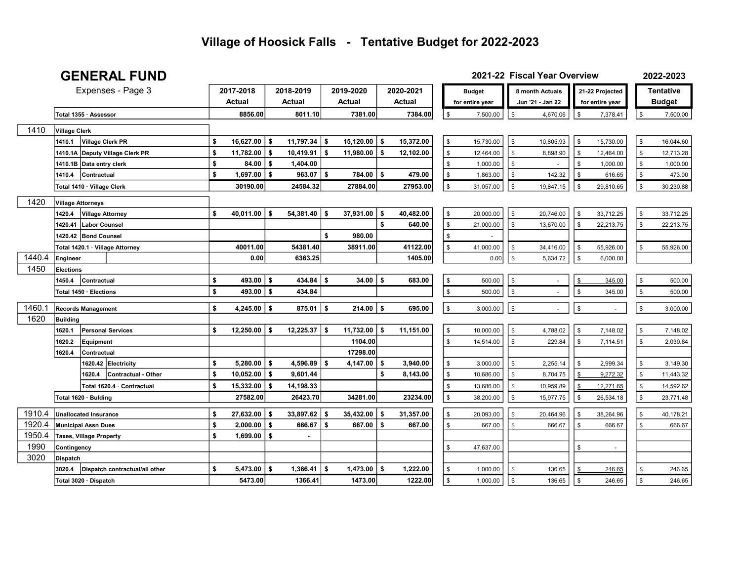# Village of Hoosick Falls - Tentative Budget for 2022-2023

## GENERAL FUND

Expenses - Page 3

| Code | Account | 2017-2018 Actual | 2018-2019 Actual | 2019-2020 Actual | 2020-2021 Actual | 2021-22 Budget for entire year | 2021-22 8 month Actuals Jun '21 - Jan 22 | 21-22 Projected for entire year | 2022-2023 Tentative Budget |
|---|---|---|---|---|---|---|---|---|---|
| | Total 1355 · Assessor | 8856.00 | 8011.10 | 7381.00 | 7384.00 | $ 7,500.00 | $ 4,670.06 | $ 7,378.41 | $ 7,500.00 |
| 1410 | **Village Clerk** | | | | | | | | |
| | 1410.1 Village Clerk PR | $ 16,627.00 | $ 11,797.34 | $ 15,120.00 | $ 15,372.00 | $ 15,730.00 | $ 10,805.93 | $ 15,730.00 | $ 16,044.60 |
| | 1410.1A Deputy Village Clerk PR | $ 11,782.00 | $ 10,419.91 | $ 11,980.00 | $ 12,102.00 | $ 12,464.00 | $ 8,898.90 | $ 12,464.00 | $ 12,713.28 |
| | 1410.1B Data entry clerk | $ 84.00 | $ 1,404.00 | | | $ 1,000.00 | $ - | $ 1,000.00 | $ 1,000.00 |
| | 1410.4 Contractual | $ 1,697.00 | $ 963.07 | $ 784.00 | $ 479.00 | $ 1,863.00 | $ 142.32 | $ 616.65 | $ 473.00 |
| | Total 1410 · Village Clerk | 30190.00 | 24584.32 | 27884.00 | 27953.00 | $ 31,057.00 | $ 19,847.15 | $ 29,810.65 | $ 30,230.88 |
| 1420 | **Village Attorneys** | | | | | | | | |
| | 1420.4 Village Attorney | $ 40,011.00 | $ 54,381.40 | $ 37,931.00 | $ 40,482.00 | $ 20,000.00 | $ 20,746.00 | $ 33,712.25 | $ 33,712.25 |
| | 1420.41 Labor Counsel | | | | $ 640.00 | $ 21,000.00 | $ 13,670.00 | $ 22,213.75 | $ 22,213.75 |
| | 1420.42 Bond Counsel | | | $ 980.00 | | $ - | | | |
| | Total 1420.1 · Village Attorney | 40011.00 | 54381.40 | 38911.00 | 41122.00 | $ 41,000.00 | $ 34,416.00 | $ 55,926.00 | $ 55,926.00 |
| 1440.4 | **Engineer** | 0.00 | 6363.25 | | 1405.00 | 0.00 | $ 5,634.72 | $ 6,000.00 | |
| 1450 | **Elections** | | | | | | | | |
| | 1450.4 Contractual | $ 493.00 | $ 434.84 | $ 34.00 | $ 683.00 | $ 500.00 | $ - | $ 345.00 | $ 500.00 |
| | Total 1450 · Elections | $ 493.00 | $ 434.84 | | | $ 500.00 | $ - | $ 345.00 | $ 500.00 |
| 1460.1 | **Records Management** | $ 4,245.00 | $ 875.01 | $ 214.00 | $ 695.00 | $ 3,000.00 | $ - | $ - | $ 3,000.00 |
| 1620 | **Building** | | | | | | | | |
| | 1620.1 Personal Services | $ 12,250.00 | $ 12,225.37 | $ 11,732.00 | $ 11,151.00 | $ 10,000.00 | $ 4,788.02 | $ 7,148.02 | $ 7,148.02 |
| | 1620.2 Equipment | | | 1104.00 | | $ 14,514.00 | $ 229.84 | $ 7,114.51 | $ 2,030.84 |
| | 1620.4 Contractual | | | 17298.00 | | | | | |
| | 1620.42 Electricity | $ 5,280.00 | $ 4,596.89 | $ 4,147.00 | $ 3,940.00 | $ 3,000.00 | $ 2,255.14 | $ 2,999.34 | $ 3,149.30 |
| | 1620.4 Contractual - Other | $ 10,052.00 | $ 9,601.44 | | $ 8,143.00 | $ 10,686.00 | $ 8,704.75 | $ 9,272.32 | $ 11,443.32 |
| | Total 1620.4 · Contractual | $ 15,332.00 | $ 14,198.33 | | | $ 13,686.00 | $ 10,959.89 | $ 12,271.65 | $ 14,592.62 |
| | Total 1620 · Bulding | 27582.00 | 26423.70 | 34281.00 | 23234.00 | $ 38,200.00 | $ 15,977.75 | $ 26,534.18 | $ 23,771.48 |
| 1910.4 | **Unallocated Insurance** | $ 27,632.00 | $ 33,897.62 | $ 35,432.00 | $ 31,357.00 | $ 20,093.00 | $ 20,464.96 | $ 38,264.96 | $ 40,178.21 |
| 1920.4 | **Municipal Assn Dues** | $ 2,000.00 | $ 666.67 | $ 667.00 | $ 667.00 | $ 667.00 | $ 666.67 | $ 666.67 | $ 666.67 |
| 1950.4 | **Taxes, Village Property** | $ 1,699.00 | $ - | | | | | | |
| 1990 | **Contingency** | | | | | $ 47,637.00 | | $ - | |
| 3020 | **Dispatch** | | | | | | | | |
| | 3020.4 Dispatch contractual/all other | $ 5,473.00 | $ 1,366.41 | $ 1,473.00 | $ 1,222.00 | $ 1,000.00 | $ 136.65 | $ 246.65 | $ 246.65 |
| | Total 3020 · Dispatch | 5473.00 | 1366.41 | 1473.00 | 1222.00 | $ 1,000.00 | $ 136.65 | $ 246.65 | $ 246.65 |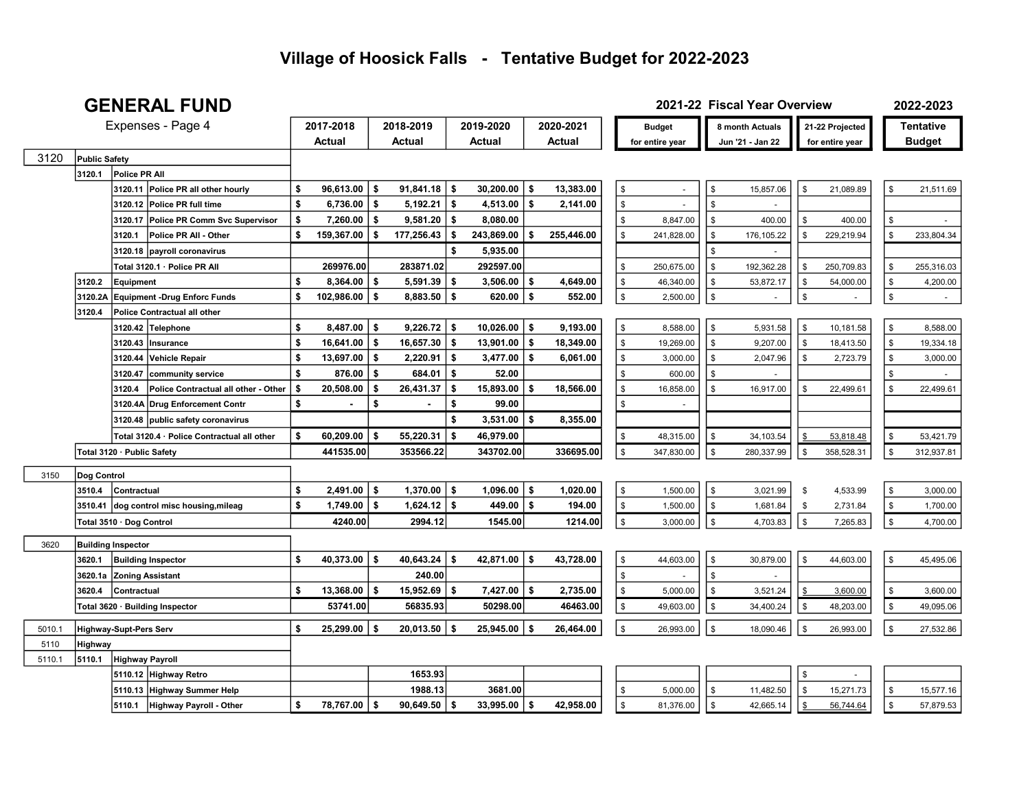# Village of Hoosick Falls - Tentative Budget for 2022-2023

## GENERAL FUND

Expenses - Page 4

| | | | | 2017-2018 Actual | 2018-2019 Actual | 2019-2020 Actual | 2020-2021 Actual | 2021-22 Fiscal Year Overview: Budget for entire year | 8 month Actuals Jun '21 - Jan 22 | 21-22 Projected for entire year | 2022-2023 Tentative Budget |
|---|---|---|---|---|---|---|---|---|---|---|---|
| 3120 | **Public Safety** | | | | | | | | | | |
| | **3120.1** | **Police PR All** | | | | | | | | | |
| | | **3120.11** | **Police PR all other hourly** | $ 96,613.00 | $ 91,841.18 | $ 30,200.00 | $ 13,383.00 | $ - | $ 15,857.06 | $ 21,089.89 | $ 21,511.69 |
| | | **3120.12** | **Police PR full time** | $ 6,736.00 | $ 5,192.21 | $ 4,513.00 | $ 2,141.00 | $ - | $ - | | |
| | | **3120.17** | **Police PR Comm Svc Supervisor** | $ 7,260.00 | $ 9,581.20 | $ 8,080.00 | | $ 8,847.00 | $ 400.00 | $ 400.00 | $ - |
| | | **3120.1** | **Police PR All - Other** | $ 159,367.00 | $ 177,256.43 | $ 243,869.00 | $ 255,446.00 | $ 241,828.00 | $ 176,105.22 | $ 229,219.94 | $ 233,804.34 |
| | | **3120.18** | **payroll coronavirus** | | | $ 5,935.00 | | | $ - | | |
| | | | **Total 3120.1 · Police PR All** | 269976.00 | 283871.02 | 292597.00 | | $ 250,675.00 | $ 192,362.28 | $ 250,709.83 | $ 255,316.03 |
| | **3120.2** | **Equipment** | | $ 8,364.00 | $ 5,591.39 | $ 3,506.00 | $ 4,649.00 | $ 46,340.00 | $ 53,872.17 | $ 54,000.00 | $ 4,200.00 |
| | **3120.2A** | **Equipment -Drug Enforc Funds** | | $ 102,986.00 | $ 8,883.50 | $ 620.00 | $ 552.00 | $ 2,500.00 | $ - | $ - | $ - |
| | **3120.4** | **Police Contractual all other** | | | | | | | | | |
| | | **3120.42** | **Telephone** | $ 8,487.00 | $ 9,226.72 | $ 10,026.00 | $ 9,193.00 | $ 8,588.00 | $ 5,931.58 | $ 10,181.58 | $ 8,588.00 |
| | | **3120.43** | **Insurance** | $ 16,641.00 | $ 16,657.30 | $ 13,901.00 | $ 18,349.00 | $ 19,269.00 | $ 9,207.00 | $ 18,413.50 | $ 19,334.18 |
| | | **3120.44** | **Vehicle Repair** | $ 13,697.00 | $ 2,220.91 | $ 3,477.00 | $ 6,061.00 | $ 3,000.00 | $ 2,047.96 | $ 2,723.79 | $ 3,000.00 |
| | | **3120.47** | **community service** | $ 876.00 | $ 684.01 | $ 52.00 | | $ 600.00 | $ - | | $ - |
| | | **3120.4** | **Police Contractual all other - Other** | $ 20,508.00 | $ 26,431.37 | $ 15,893.00 | $ 18,566.00 | $ 16,858.00 | $ 16,917.00 | $ 22,499.61 | $ 22,499.61 |
| | | **3120.4A** | **Drug Enforcement Contr** | $ - | $ - | $ 99.00 | | $ - | | | |
| | | **3120.48** | **public safety coronavirus** | | | $ 3,531.00 | $ 8,355.00 | | | | |
| | | | **Total 3120.4 · Police Contractual all other** | $ 60,209.00 | $ 55,220.31 | $ 46,979.00 | | $ 48,315.00 | $ 34,103.54 | $ 53,818.48 | $ 53,421.79 |
| | **Total 3120 · Public Safety** | | | 441535.00 | 353566.22 | 343702.00 | 336695.00 | $ 347,830.00 | $ 280,337.99 | $ 358,528.31 | $ 312,937.81 |
| 3150 | **Dog Control** | | | | | | | | | | |
| | **3510.4** | **Contractual** | | $ 2,491.00 | $ 1,370.00 | $ 1,096.00 | $ 1,020.00 | $ 1,500.00 | $ 3,021.99 | $ 4,533.99 | $ 3,000.00 |
| | **3510.41** | **dog control misc housing,mileag** | | $ 1,749.00 | $ 1,624.12 | $ 449.00 | $ 194.00 | $ 1,500.00 | $ 1,681.84 | $ 2,731.84 | $ 1,700.00 |
| | **Total 3510 · Dog Control** | | | 4240.00 | 2994.12 | 1545.00 | 1214.00 | $ 3,000.00 | $ 4,703.83 | $ 7,265.83 | $ 4,700.00 |
| 3620 | **Building Inspector** | | | | | | | | | | |
| | **3620.1** | **Building Inspector** | | $ 40,373.00 | $ 40,643.24 | $ 42,871.00 | $ 43,728.00 | $ 44,603.00 | $ 30,879.00 | $ 44,603.00 | $ 45,495.06 |
| | **3620.1a** | **Zoning Assistant** | | | 240.00 | | | $ - | $ - | | |
| | **3620.4** | **Contractual** | | $ 13,368.00 | $ 15,952.69 | $ 7,427.00 | $ 2,735.00 | $ 5,000.00 | $ 3,521.24 | $ 3,600.00 | $ 3,600.00 |
| | **Total 3620 · Building Inspector** | | | 53741.00 | 56835.93 | 50298.00 | 46463.00 | $ 49,603.00 | $ 34,400.24 | $ 48,203.00 | $ 49,095.06 |
| 5010.1 | **Highway-Supt-Pers Serv** | | | $ 25,299.00 | $ 20,013.50 | $ 25,945.00 | $ 26,464.00 | $ 26,993.00 | $ 18,090.46 | $ 26,993.00 | $ 27,532.86 |
| 5110 | **Highway** | | | | | | | | | | |
| 5110.1 | **5110.1** | **Highway Payroll** | | | | | | | | | |
| | | **5110.12** | **Highway Retro** | | 1653.93 | | | | | $ - | |
| | | **5110.13** | **Highway Summer Help** | | 1988.13 | 3681.00 | | $ 5,000.00 | $ 11,482.50 | $ 15,271.73 | $ 15,577.16 |
| | | **5110.1** | **Highway Payroll - Other** | $ 78,767.00 | $ 90,649.50 | $ 33,995.00 | $ 42,958.00 | $ 81,376.00 | $ 42,665.14 | $ 56,744.64 | $ 57,879.53 |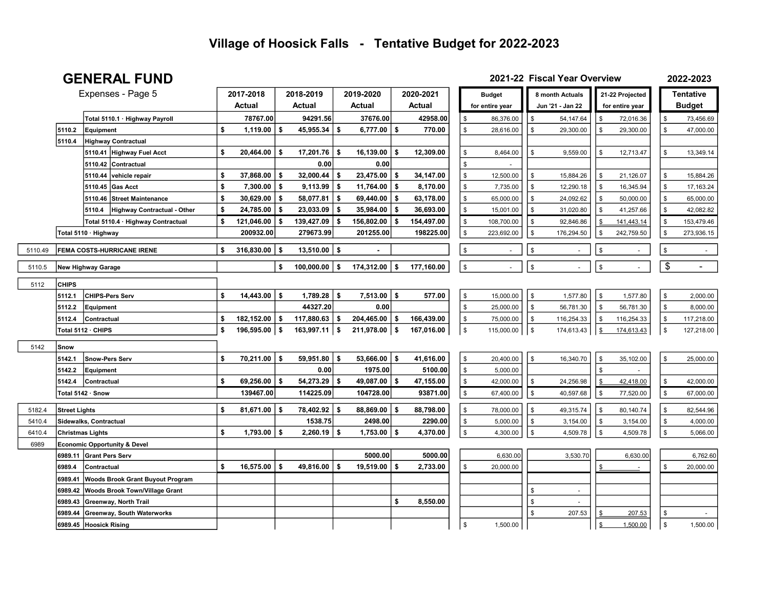# Village of Hoosick Falls - Tentative Budget for 2022-2023

## GENERAL FUND

Expenses - Page 5

| | | | 2017-2018 Actual | 2018-2019 Actual | 2019-2020 Actual | 2020-2021 Actual | 2021-22 Fiscal Year Overview: Budget for entire year | 8 month Actuals Jun '21 - Jan 22 | 21-22 Projected for entire year | 2022-2023 Tentative Budget |
|---|---|---|---|---|---|---|---|---|---|---|
| | | Total 5110.1 · Highway Payroll | 78767.00 | 94291.56 | 37676.00 | 42958.00 | $ 86,376.00 | $ 54,147.64 | $ 72,016.36 | $ 73,456.69 |
| | 5110.2 | Equipment | $ 1,119.00 | $ 45,955.34 | $ 6,777.00 | $ 770.00 | $ 28,616.00 | $ 29,300.00 | $ 29,300.00 | $ 47,000.00 |
| | 5110.4 | Highway Contractual | | | | | | | | |
| | 5110.41 | Highway Fuel Acct | $ 20,464.00 | $ 17,201.76 | $ 16,139.00 | $ 12,309.00 | $ 8,464.00 | $ 9,559.00 | $ 12,713.47 | $ 13,349.14 |
| | 5110.42 | Contractual | | 0.00 | 0.00 | | $ - | | | |
| | 5110.44 | vehicle repair | $ 37,868.00 | $ 32,000.44 | $ 23,475.00 | $ 34,147.00 | $ 12,500.00 | $ 15,884.26 | $ 21,126.07 | $ 15,884.26 |
| | 5110.45 | Gas Acct | $ 7,300.00 | $ 9,113.99 | $ 11,764.00 | $ 8,170.00 | $ 7,735.00 | $ 12,290.18 | $ 16,345.94 | $ 17,163.24 |
| | 5110.46 | Street Maintenance | $ 30,629.00 | $ 58,077.81 | $ 69,440.00 | $ 63,178.00 | $ 65,000.00 | $ 24,092.62 | $ 50,000.00 | $ 65,000.00 |
| | 5110.4 | Highway Contractual - Other | $ 24,785.00 | $ 23,033.09 | $ 35,984.00 | $ 36,693.00 | $ 15,001.00 | $ 31,020.80 | $ 41,257.66 | $ 42,082.82 |
| | | Total 5110.4 · Highway Contractual | $ 121,046.00 | $ 139,427.09 | $ 156,802.00 | $ 154,497.00 | $ 108,700.00 | $ 92,846.86 | $ 141,443.14 | $ 153,479.46 |
| | Total 5110 · Highway | | 200932.00 | 279673.99 | 201255.00 | 198225.00 | $ 223,692.00 | $ 176,294.50 | $ 242,759.50 | $ 273,936.15 |
| 5110.49 | FEMA COSTS-HURRICANE IRENE | | $ 316,830.00 | $ 13,510.00 | $ - | | $ - | $ - | $ - | $ - |
| 5110.5 | New Highway Garage | | | $ 100,000.00 | $ 174,312.00 | $ 177,160.00 | $ - | $ - | $ - | $ - |
| 5112 | CHIPS | | | | | | | | | |
| | 5112.1 | CHIPS-Pers Serv | $ 14,443.00 | $ 1,789.28 | $ 7,513.00 | $ 577.00 | $ 15,000.00 | $ 1,577.80 | $ 1,577.80 | $ 2,000.00 |
| | 5112.2 | Equipment | | 44327.20 | 0.00 | | $ 25,000.00 | $ 56,781.30 | $ 56,781.30 | $ 8,000.00 |
| | 5112.4 | Contractual | $ 182,152.00 | $ 117,880.63 | $ 204,465.00 | $ 166,439.00 | $ 75,000.00 | $ 116,254.33 | $ 116,254.33 | $ 117,218.00 |
| | Total 5112 · CHIPS | | $ 196,595.00 | $ 163,997.11 | $ 211,978.00 | $ 167,016.00 | $ 115,000.00 | $ 174,613.43 | $ 174,613.43 | $ 127,218.00 |
| 5142 | Snow | | | | | | | | | |
| | 5142.1 | Snow-Pers Serv | $ 70,211.00 | $ 59,951.80 | $ 53,666.00 | $ 41,616.00 | $ 20,400.00 | $ 16,340.70 | $ 35,102.00 | $ 25,000.00 |
| | 5142.2 | Equipment | | 0.00 | 1975.00 | 5100.00 | $ 5,000.00 | | $ - | |
| | 5142.4 | Contractual | $ 69,256.00 | $ 54,273.29 | $ 49,087.00 | $ 47,155.00 | $ 42,000.00 | $ 24,256.98 | $ 42,418.00 | $ 42,000.00 |
| | Total 5142 · Snow | | 139467.00 | 114225.09 | 104728.00 | 93871.00 | $ 67,400.00 | $ 40,597.68 | $ 77,520.00 | $ 67,000.00 |
| 5182.4 | Street Lights | | $ 81,671.00 | $ 78,402.92 | $ 88,869.00 | $ 88,798.00 | $ 78,000.00 | $ 49,315.74 | $ 80,140.74 | $ 82,544.96 |
| 5410.4 | Sidewalks, Contractual | | | 1538.75 | 2498.00 | 2290.00 | $ 5,000.00 | $ 3,154.00 | $ 3,154.00 | $ 4,000.00 |
| 6410.4 | Christmas Lights | | $ 1,793.00 | $ 2,260.19 | $ 1,753.00 | $ 4,370.00 | $ 4,300.00 | $ 4,509.78 | $ 4,509.78 | $ 5,066.00 |
| 6989 | Economic Opportunity & Devel | | | | | | | | | |
| | 6989.11 | Grant Pers Serv | | | 5000.00 | 5000.00 | 6,630.00 | 3,530.70 | 6,630.00 | 6,762.60 |
| | 6989.4 | Contractual | $ 16,575.00 | $ 49,816.00 | $ 19,519.00 | $ 2,733.00 | $ 20,000.00 | | $ - | $ 20,000.00 |
| | 6989.41 | Woods Brook Grant Buyout Program | | | | | | | | |
| | 6989.42 | Woods Brook Town/Village Grant | | | | | | $ - | | |
| | 6989.43 | Greenway, North Trail | | | | $ 8,550.00 | | $ - | | |
| | 6989.44 | Greenway, South Waterworks | | | | | | $ 207.53 | $ 207.53 | $ - |
| | 6989.45 | Hoosick Rising | | | | | $ 1,500.00 | | $ 1,500.00 | $ 1,500.00 |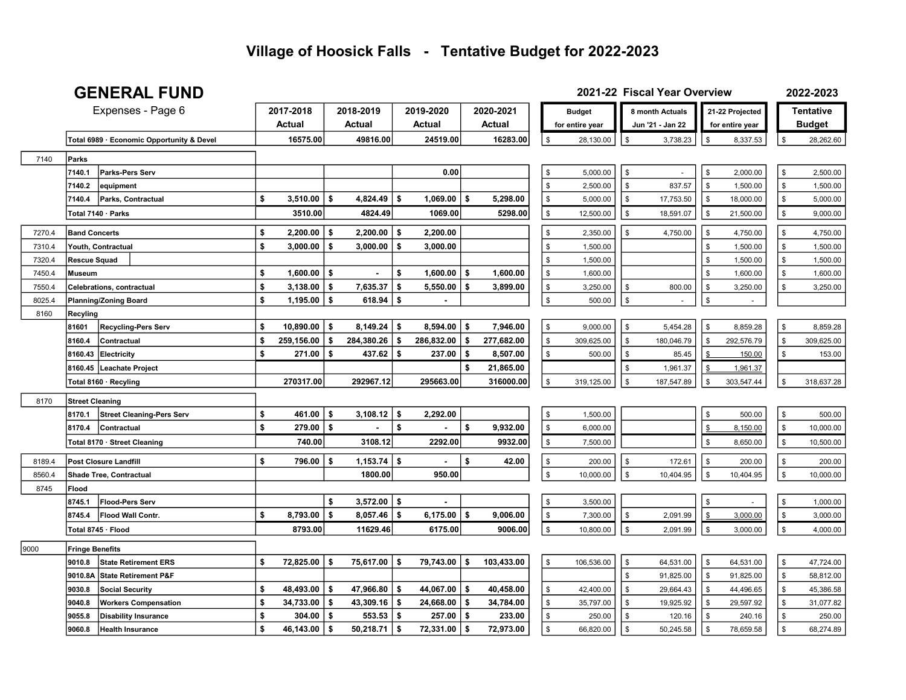# Village of Hoosick Falls - Tentative Budget for 2022-2023

## GENERAL FUND

Expenses - Page 6

| Code | Account | 2017-2018 Actual | 2018-2019 Actual | 2019-2020 Actual | 2020-2021 Actual | 2021-22 Budget for entire year | 8 month Actuals Jun '21 - Jan 22 | 21-22 Projected for entire year | 2022-2023 Tentative Budget |
|---|---|---|---|---|---|---|---|---|---|
| | Total 6989 · Economic Opportunity & Devel | 16575.00 | 49816.00 | 24519.00 | 16283.00 | $ 28,130.00 | $ 3,738.23 | $ 8,337.53 | $ 28,262.60 |
| 7140 | Parks | | | | | | | | |
| 7140.1 | Parks-Pers Serv | | | 0.00 | | $ 5,000.00 | $ - | $ 2,000.00 | $ 2,500.00 |
| 7140.2 | equipment | | | | | $ 2,500.00 | $ 837.57 | $ 1,500.00 | $ 1,500.00 |
| 7140.4 | Parks, Contractual | $ 3,510.00 | $ 4,824.49 | $ 1,069.00 | $ 5,298.00 | $ 5,000.00 | $ 17,753.50 | $ 18,000.00 | $ 5,000.00 |
| | Total 7140 · Parks | 3510.00 | 4824.49 | 1069.00 | 5298.00 | $ 12,500.00 | $ 18,591.07 | $ 21,500.00 | $ 9,000.00 |
| 7270.4 | Band Concerts | $ 2,200.00 | $ 2,200.00 | $ 2,200.00 | | $ 2,350.00 | $ 4,750.00 | $ 4,750.00 | $ 4,750.00 |
| 7310.4 | Youth, Contractual | $ 3,000.00 | $ 3,000.00 | $ 3,000.00 | | $ 1,500.00 | | $ 1,500.00 | $ 1,500.00 |
| 7320.4 | Rescue Squad | | | | | $ 1,500.00 | | $ 1,500.00 | $ 1,500.00 |
| 7450.4 | Museum | $ 1,600.00 | $ - | $ 1,600.00 | $ 1,600.00 | $ 1,600.00 | | $ 1,600.00 | $ 1,600.00 |
| 7550.4 | Celebrations, contractual | $ 3,138.00 | $ 7,635.37 | $ 5,550.00 | $ 3,899.00 | $ 3,250.00 | $ 800.00 | $ 3,250.00 | $ 3,250.00 |
| 8025.4 | Planning/Zoning Board | $ 1,195.00 | $ 618.94 | $ - | | $ 500.00 | $ - | $ - | |
| 8160 | Recyling | | | | | | | | |
| 81601 | Recycling-Pers Serv | $ 10,890.00 | $ 8,149.24 | $ 8,594.00 | $ 7,946.00 | $ 9,000.00 | $ 5,454.28 | $ 8,859.28 | $ 8,859.28 |
| 8160.4 | Contractual | $ 259,156.00 | $ 284,380.26 | $ 286,832.00 | $ 277,682.00 | $ 309,625.00 | $ 180,046.79 | $ 292,576.79 | $ 309,625.00 |
| 8160.43 | Electricity | $ 271.00 | $ 437.62 | $ 237.00 | $ 8,507.00 | $ 500.00 | $ 85.45 | $ 150.00 | $ 153.00 |
| 8160.45 | Leachate Project | | | | $ 21,865.00 | | $ 1,961.37 | $ 1,961.37 | |
| | Total 8160 · Recyling | 270317.00 | 292967.12 | 295663.00 | 316000.00 | $ 319,125.00 | $ 187,547.89 | $ 303,547.44 | $ 318,637.28 |
| 8170 | Street Cleaning | | | | | | | | |
| 8170.1 | Street Cleaning-Pers Serv | $ 461.00 | $ 3,108.12 | $ 2,292.00 | | $ 1,500.00 | | $ 500.00 | $ 500.00 |
| 8170.4 | Contractual | $ 279.00 | $ - | $ - | $ 9,932.00 | $ 6,000.00 | | $ 8,150.00 | $ 10,000.00 |
| | Total 8170 · Street Cleaning | 740.00 | 3108.12 | 2292.00 | 9932.00 | $ 7,500.00 | | $ 8,650.00 | $ 10,500.00 |
| 8189.4 | Post Closure Landfill | $ 796.00 | $ 1,153.74 | $ - | $ 42.00 | $ 200.00 | $ 172.61 | $ 200.00 | $ 200.00 |
| 8560.4 | Shade Tree, Contractual | | 1800.00 | 950.00 | | $ 10,000.00 | $ 10,404.95 | $ 10,404.95 | $ 10,000.00 |
| 8745 | Flood | | | | | | | | |
| 8745.1 | Flood-Pers Serv | | $ 3,572.00 | $ - | | $ 3,500.00 | | $ - | $ 1,000.00 |
| 8745.4 | Flood Wall Contr. | $ 8,793.00 | $ 8,057.46 | $ 6,175.00 | $ 9,006.00 | $ 7,300.00 | $ 2,091.99 | $ 3,000.00 | $ 3,000.00 |
| | Total 8745 · Flood | 8793.00 | 11629.46 | 6175.00 | 9006.00 | $ 10,800.00 | $ 2,091.99 | $ 3,000.00 | $ 4,000.00 |
| 9000 | Fringe Benefits | | | | | | | | |
| 9010.8 | State Retirement ERS | $ 72,825.00 | $ 75,617.00 | $ 79,743.00 | $ 103,433.00 | $ 106,536.00 | $ 64,531.00 | $ 64,531.00 | $ 47,724.00 |
| 9010.8A | State Retirement P&F | | | | | | $ 91,825.00 | $ 91,825.00 | $ 58,812.00 |
| 9030.8 | Social Security | $ 48,493.00 | $ 47,966.80 | $ 44,067.00 | $ 40,458.00 | $ 42,400.00 | $ 29,664.43 | $ 44,496.65 | $ 45,386.58 |
| 9040.8 | Workers Compensation | $ 34,733.00 | $ 43,309.16 | $ 24,668.00 | $ 34,784.00 | $ 35,797.00 | $ 19,925.92 | $ 29,597.92 | $ 31,077.82 |
| 9055.8 | Disability Insurance | $ 304.00 | $ 553.53 | $ 257.00 | $ 233.00 | $ 250.00 | $ 120.16 | $ 240.16 | $ 250.00 |
| 9060.8 | Health Insurance | $ 46,143.00 | $ 50,218.71 | $ 72,331.00 | $ 72,973.00 | $ 66,820.00 | $ 50,245.58 | $ 78,659.58 | $ 68,274.89 |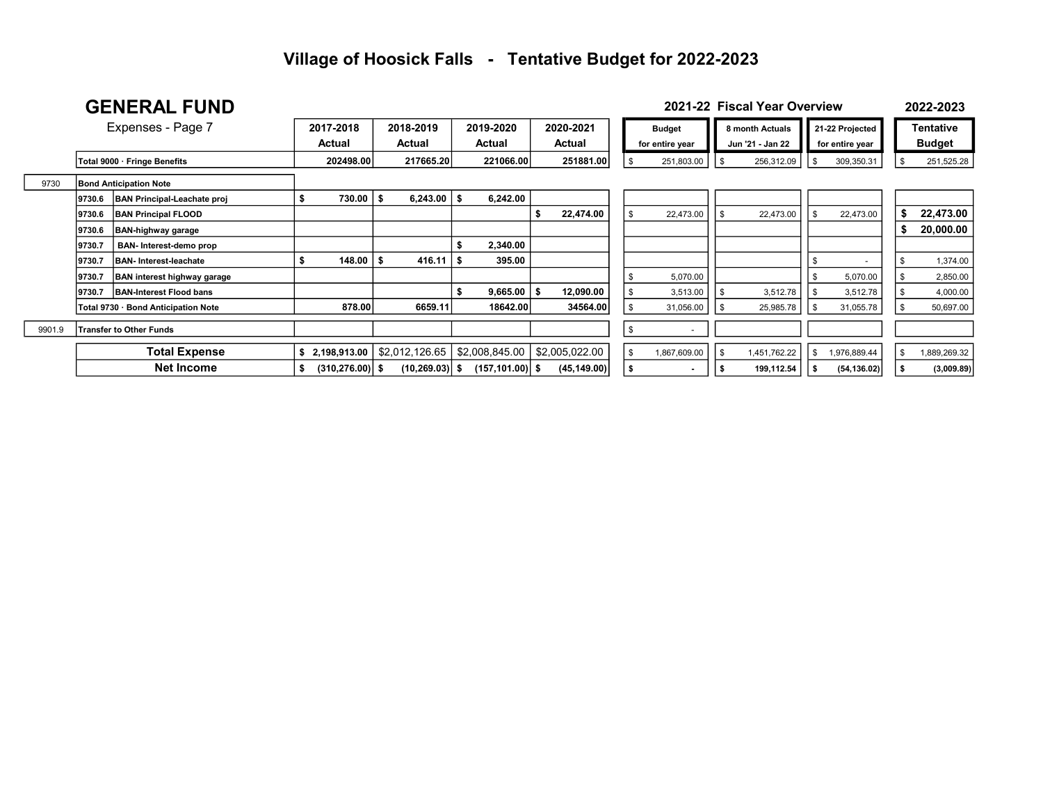# Village of Hoosick Falls - Tentative Budget for 2022-2023

## GENERAL FUND

Expenses - Page 7

| | | | 2017-2018 Actual | 2018-2019 Actual | 2019-2020 Actual | 2020-2021 Actual | 2021-22 Fiscal Year Overview: Budget for entire year | 8 month Actuals Jun '21 - Jan 22 | 21-22 Projected for entire year | 2022-2023 Tentative Budget |
|---|---|---|---|---|---|---|---|---|---|---|
| | Total 9000 · Fringe Benefits | | 202498.00 | 217665.20 | 221066.00 | 251881.00 | $ 251,803.00 | $ 256,312.09 | $ 309,350.31 | $ 251,525.28 |
| 9730 | Bond Anticipation Note | | | | | | | | | |
| | 9730.6 | BAN Principal-Leachate proj | $ 730.00 | $ 6,243.00 | $ 6,242.00 | | | | | |
| | 9730.6 | BAN Principal FLOOD | | | | $ 22,474.00 | $ 22,473.00 | $ 22,473.00 | $ 22,473.00 | $ 22,473.00 |
| | 9730.6 | BAN-highway garage | | | | | | | | $ 20,000.00 |
| | 9730.7 | BAN- Interest-demo prop | | | $ 2,340.00 | | | | | |
| | 9730.7 | BAN- Interest-leachate | $ 148.00 | $ 416.11 | $ 395.00 | | | | $ - | $ 1,374.00 |
| | 9730.7 | BAN interest highway garage | | | | | $ 5,070.00 | | $ 5,070.00 | $ 2,850.00 |
| | 9730.7 | BAN-Interest Flood bans | | | $ 9,665.00 | $ 12,090.00 | $ 3,513.00 | $ 3,512.78 | $ 3,512.78 | $ 4,000.00 |
| | Total 9730 · Bond Anticipation Note | | 878.00 | 6659.11 | 18642.00 | 34564.00 | $ 31,056.00 | $ 25,985.78 | $ 31,055.78 | $ 50,697.00 |
| 9901.9 | Transfer to Other Funds | | | | | | $ - | | | |
| | **Total Expense** | | $ 2,198,913.00 | $2,012,126.65 | $2,008,845.00 | $2,005,022.00 | $ 1,867,609.00 | $ 1,451,762.22 | $ 1,976,889.44 | $ 1,889,269.32 |
| | **Net Income** | | $ (310,276.00) | $ (10,269.03) | $ (157,101.00) | $ (45,149.00) | $ - | $ 199,112.54 | $ (54,136.02) | $ (3,009.89) |